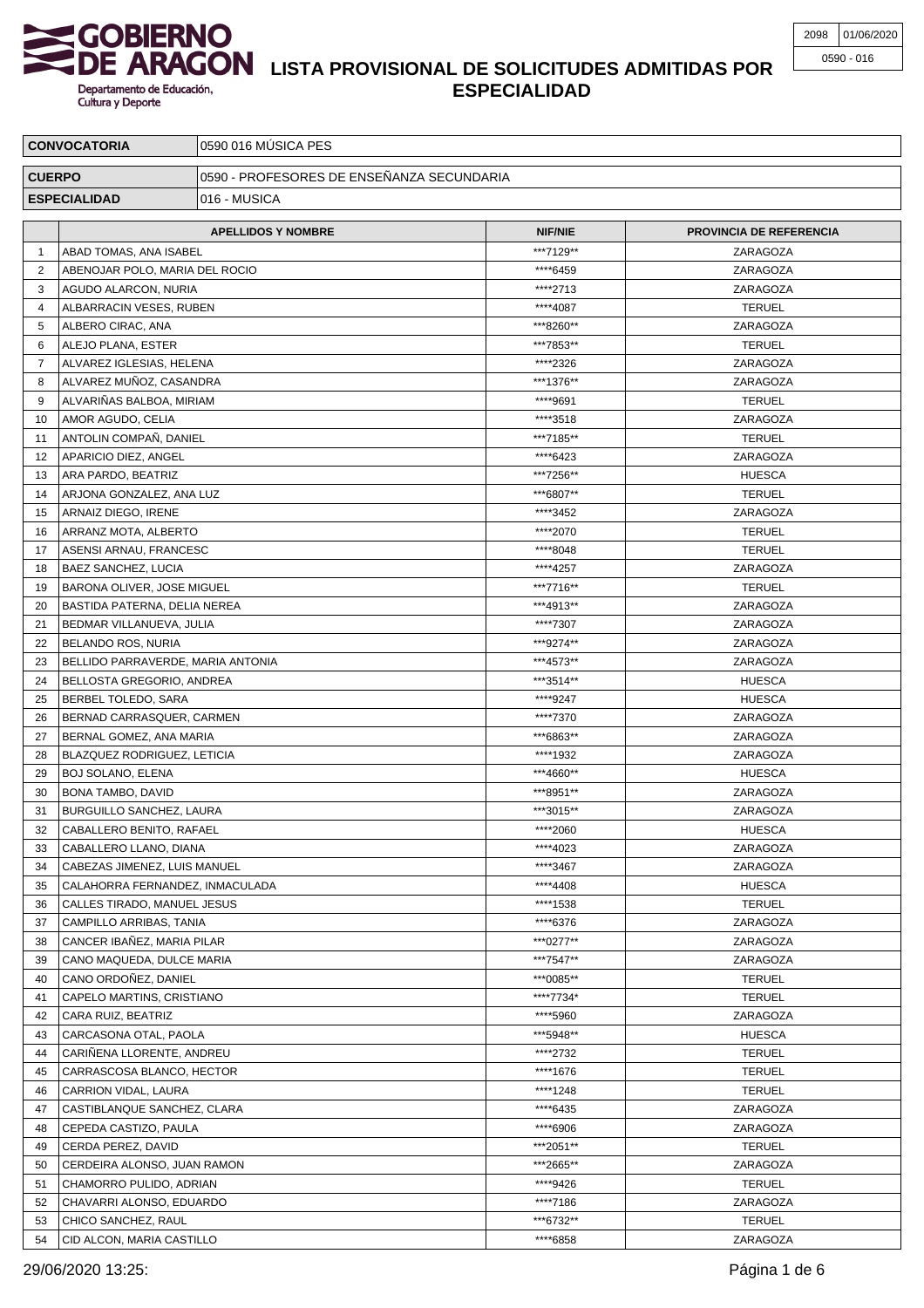# LISTA PROVISIONAL DE SOLICITUDES ADMITIDAS POR ESPECIALIDAD

GOBIERNO DE ARAGON
Departamento de Educación, Cultura y Deporte

| 2098 | 01/06/2020 |
|---|---|
| 0590 - 016 | |

| CONVOCATORIA | 0590 016 MÚSICA PES |
|---|---|
| CUERPO | 0590 - PROFESORES DE ENSEÑANZA SECUNDARIA |
| ESPECIALIDAD | 016 - MUSICA |

| | APELLIDOS Y NOMBRE | NIF/NIE | PROVINCIA DE REFERENCIA |
|---|---|---|---|
| 1 | ABAD TOMAS, ANA ISABEL | ***7129** | ZARAGOZA |
| 2 | ABENOJAR POLO, MARIA DEL ROCIO | ****6459 | ZARAGOZA |
| 3 | AGUDO ALARCON, NURIA | ****2713 | ZARAGOZA |
| 4 | ALBARRACIN VESES, RUBEN | ****4087 | TERUEL |
| 5 | ALBERO CIRAC, ANA | ***8260** | ZARAGOZA |
| 6 | ALEJO PLANA, ESTER | ***7853** | TERUEL |
| 7 | ALVAREZ IGLESIAS, HELENA | ****2326 | ZARAGOZA |
| 8 | ALVAREZ MUÑOZ, CASANDRA | ***1376** | ZARAGOZA |
| 9 | ALVARIÑAS BALBOA, MIRIAM | ****9691 | TERUEL |
| 10 | AMOR AGUDO, CELIA | ****3518 | ZARAGOZA |
| 11 | ANTOLIN COMPAÑ, DANIEL | ***7185** | TERUEL |
| 12 | APARICIO DIEZ, ANGEL | ****6423 | ZARAGOZA |
| 13 | ARA PARDO, BEATRIZ | ***7256** | HUESCA |
| 14 | ARJONA GONZALEZ, ANA LUZ | ***6807** | TERUEL |
| 15 | ARNAIZ DIEGO, IRENE | ****3452 | ZARAGOZA |
| 16 | ARRANZ MOTA, ALBERTO | ****2070 | TERUEL |
| 17 | ASENSI ARNAU, FRANCESC | ****8048 | TERUEL |
| 18 | BAEZ SANCHEZ, LUCIA | ****4257 | ZARAGOZA |
| 19 | BARONA OLIVER, JOSE MIGUEL | ***7716** | TERUEL |
| 20 | BASTIDA PATERNA, DELIA NEREA | ***4913** | ZARAGOZA |
| 21 | BEDMAR VILLANUEVA, JULIA | ****7307 | ZARAGOZA |
| 22 | BELANDO ROS, NURIA | ***9274** | ZARAGOZA |
| 23 | BELLIDO PARRAVERDE, MARIA ANTONIA | ***4573** | ZARAGOZA |
| 24 | BELLOSTA GREGORIO, ANDREA | ***3514** | HUESCA |
| 25 | BERBEL TOLEDO, SARA | ****9247 | HUESCA |
| 26 | BERNAD CARRASQUER, CARMEN | ****7370 | ZARAGOZA |
| 27 | BERNAL GOMEZ, ANA MARIA | ***6863** | ZARAGOZA |
| 28 | BLAZQUEZ RODRIGUEZ, LETICIA | ****1932 | ZARAGOZA |
| 29 | BOJ SOLANO, ELENA | ***4660** | HUESCA |
| 30 | BONA TAMBO, DAVID | ***8951** | ZARAGOZA |
| 31 | BURGUILLO SANCHEZ, LAURA | ***3015** | ZARAGOZA |
| 32 | CABALLERO BENITO, RAFAEL | ****2060 | HUESCA |
| 33 | CABALLERO LLANO, DIANA | ****4023 | ZARAGOZA |
| 34 | CABEZAS JIMENEZ, LUIS MANUEL | ****3467 | ZARAGOZA |
| 35 | CALAHORRA FERNANDEZ, INMACULADA | ****4408 | HUESCA |
| 36 | CALLES TIRADO, MANUEL JESUS | ****1538 | TERUEL |
| 37 | CAMPILLO ARRIBAS, TANIA | ****6376 | ZARAGOZA |
| 38 | CANCER IBAÑEZ, MARIA PILAR | ***0277** | ZARAGOZA |
| 39 | CANO MAQUEDA, DULCE MARIA | ***7547** | ZARAGOZA |
| 40 | CANO ORDOÑEZ, DANIEL | ***0085** | TERUEL |
| 41 | CAPELO MARTINS, CRISTIANO | ****7734* | TERUEL |
| 42 | CARA RUIZ, BEATRIZ | ****5960 | ZARAGOZA |
| 43 | CARCASONA OTAL, PAOLA | ***5948** | HUESCA |
| 44 | CARIÑENA LLORENTE, ANDREU | ****2732 | TERUEL |
| 45 | CARRASCOSA BLANCO, HECTOR | ****1676 | TERUEL |
| 46 | CARRION VIDAL, LAURA | ****1248 | TERUEL |
| 47 | CASTIBLANQUE SANCHEZ, CLARA | ****6435 | ZARAGOZA |
| 48 | CEPEDA CASTIZO, PAULA | ****6906 | ZARAGOZA |
| 49 | CERDA PEREZ, DAVID | ***2051** | TERUEL |
| 50 | CERDEIRA ALONSO, JUAN RAMON | ***2665** | ZARAGOZA |
| 51 | CHAMORRO PULIDO, ADRIAN | ****9426 | TERUEL |
| 52 | CHAVARRI ALONSO, EDUARDO | ****7186 | ZARAGOZA |
| 53 | CHICO SANCHEZ, RAUL | ***6732** | TERUEL |
| 54 | CID ALCON, MARIA CASTILLO | ****6858 | ZARAGOZA |

29/06/2020 13:25: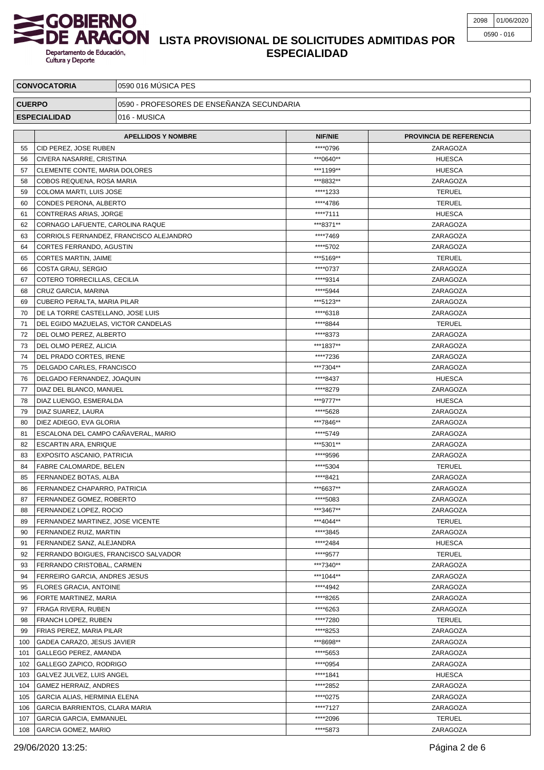# LISTA PROVISIONAL DE SOLICITUDES ADMITIDAS POR ESPECIALIDAD

GOBIERNO DE ARAGON
Departamento de Educación, Cultura y Deporte

| 2098 | 01/06/2020 |
|---|---|
| 0590 - 016 | |

| CONVOCATORIA | 0590 016 MÚSICA PES |
|---|---|
| CUERPO | 0590 - PROFESORES DE ENSEÑANZA SECUNDARIA |
| ESPECIALIDAD | 016 - MUSICA |

| | APELLIDOS Y NOMBRE | NIF/NIE | PROVINCIA DE REFERENCIA |
|---|---|---|---|
| 55 | CID PEREZ, JOSE RUBEN | ****0796 | ZARAGOZA |
| 56 | CIVERA NASARRE, CRISTINA | ***0640** | HUESCA |
| 57 | CLEMENTE CONTE, MARIA DOLORES | ***1199** | HUESCA |
| 58 | COBOS REQUENA, ROSA MARIA | ***8832** | ZARAGOZA |
| 59 | COLOMA MARTI, LUIS JOSE | ****1233 | TERUEL |
| 60 | CONDES PERONA, ALBERTO | ****4786 | TERUEL |
| 61 | CONTRERAS ARIAS, JORGE | ****7111 | HUESCA |
| 62 | CORNAGO LAFUENTE, CAROLINA RAQUE | ***8371** | ZARAGOZA |
| 63 | CORRIOLS FERNANDEZ, FRANCISCO ALEJANDRO | ****7469 | ZARAGOZA |
| 64 | CORTES FERRANDO, AGUSTIN | ****5702 | ZARAGOZA |
| 65 | CORTES MARTIN, JAIME | ***5169** | TERUEL |
| 66 | COSTA GRAU, SERGIO | ****0737 | ZARAGOZA |
| 67 | COTERO TORRECILLAS, CECILIA | ****9314 | ZARAGOZA |
| 68 | CRUZ GARCIA, MARINA | ****5944 | ZARAGOZA |
| 69 | CUBERO PERALTA, MARIA PILAR | ***5123** | ZARAGOZA |
| 70 | DE LA TORRE CASTELLANO, JOSE LUIS | ****6318 | ZARAGOZA |
| 71 | DEL EGIDO MAZUELAS, VICTOR CANDELAS | ****8844 | TERUEL |
| 72 | DEL OLMO PEREZ, ALBERTO | ****8373 | ZARAGOZA |
| 73 | DEL OLMO PEREZ, ALICIA | ***1837** | ZARAGOZA |
| 74 | DEL PRADO CORTES, IRENE | ****7236 | ZARAGOZA |
| 75 | DELGADO CARLES, FRANCISCO | ***7304** | ZARAGOZA |
| 76 | DELGADO FERNANDEZ, JOAQUIN | ****8437 | HUESCA |
| 77 | DIAZ DEL BLANCO, MANUEL | ****8279 | ZARAGOZA |
| 78 | DIAZ LUENGO, ESMERALDA | ***9777** | HUESCA |
| 79 | DIAZ SUAREZ, LAURA | ****5628 | ZARAGOZA |
| 80 | DIEZ ADIEGO, EVA GLORIA | ***7846** | ZARAGOZA |
| 81 | ESCALONA DEL CAMPO CAÑAVERAL, MARIO | ****5749 | ZARAGOZA |
| 82 | ESCARTIN ARA, ENRIQUE | ***5301** | ZARAGOZA |
| 83 | EXPOSITO ASCANIO, PATRICIA | ****9596 | ZARAGOZA |
| 84 | FABRE CALOMARDE, BELEN | ****5304 | TERUEL |
| 85 | FERNANDEZ BOTAS, ALBA | ****8421 | ZARAGOZA |
| 86 | FERNANDEZ CHAPARRO, PATRICIA | ***6637** | ZARAGOZA |
| 87 | FERNANDEZ GOMEZ, ROBERTO | ****5083 | ZARAGOZA |
| 88 | FERNANDEZ LOPEZ, ROCIO | ***3467** | ZARAGOZA |
| 89 | FERNANDEZ MARTINEZ, JOSE VICENTE | ***4044** | TERUEL |
| 90 | FERNANDEZ RUIZ, MARTIN | ****3845 | ZARAGOZA |
| 91 | FERNANDEZ SANZ, ALEJANDRA | ****2484 | HUESCA |
| 92 | FERRANDO BOIGUES, FRANCISCO SALVADOR | ****9577 | TERUEL |
| 93 | FERRANDO CRISTOBAL, CARMEN | ***7340** | ZARAGOZA |
| 94 | FERREIRO GARCIA, ANDRES JESUS | ***1044** | ZARAGOZA |
| 95 | FLORES GRACIA, ANTOINE | ****4942 | ZARAGOZA |
| 96 | FORTE MARTINEZ, MARIA | ****8265 | ZARAGOZA |
| 97 | FRAGA RIVERA, RUBEN | ****6263 | ZARAGOZA |
| 98 | FRANCH LOPEZ, RUBEN | ****7280 | TERUEL |
| 99 | FRIAS PEREZ, MARIA PILAR | ****8253 | ZARAGOZA |
| 100 | GADEA CARAZO, JESUS JAVIER | ***8698** | ZARAGOZA |
| 101 | GALLEGO PEREZ, AMANDA | ****5653 | ZARAGOZA |
| 102 | GALLEGO ZAPICO, RODRIGO | ****0954 | ZARAGOZA |
| 103 | GALVEZ JULVEZ, LUIS ANGEL | ****1841 | HUESCA |
| 104 | GAMEZ HERRAIZ, ANDRES | ****2852 | ZARAGOZA |
| 105 | GARCIA ALIAS, HERMINIA ELENA | ****0275 | ZARAGOZA |
| 106 | GARCIA BARRIENTOS, CLARA MARIA | ****7127 | ZARAGOZA |
| 107 | GARCIA GARCIA, EMMANUEL | ****2096 | TERUEL |
| 108 | GARCIA GOMEZ, MARIO | ****5873 | ZARAGOZA |

29/06/2020 13:25: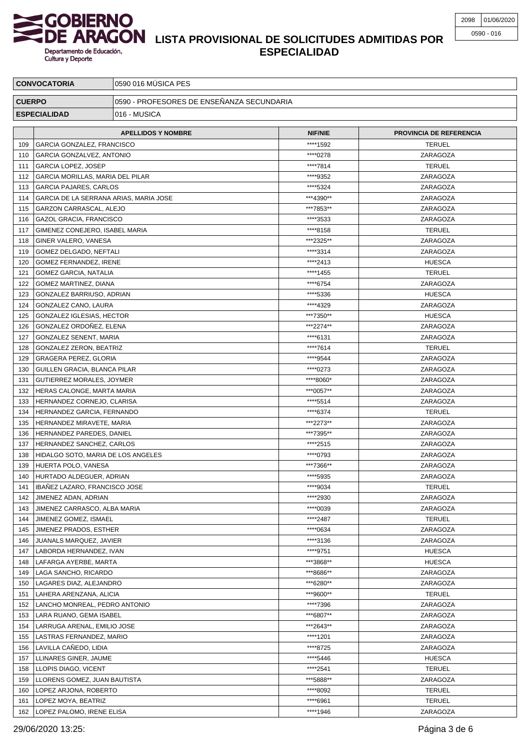# LISTA PROVISIONAL DE SOLICITUDES ADMITIDAS POR ESPECIALIDAD

GOBIERNO DE ARAGON
Departamento de Educación, Cultura y Deporte

| 2098 | 01/06/2020 |
|---|---|
| 0590 - 016 | |

| CONVOCATORIA | 0590 016 MÚSICA PES |
|---|---|
| CUERPO | 0590 - PROFESORES DE ENSEÑANZA SECUNDARIA |
| ESPECIALIDAD | 016 - MUSICA |

| | APELLIDOS Y NOMBRE | NIF/NIE | PROVINCIA DE REFERENCIA |
|---|---|---|---|
| 109 | GARCIA GONZALEZ, FRANCISCO | ****1592 | TERUEL |
| 110 | GARCIA GONZALVEZ, ANTONIO | ****0278 | ZARAGOZA |
| 111 | GARCIA LOPEZ, JOSEP | ****7814 | TERUEL |
| 112 | GARCIA MORILLAS, MARIA DEL PILAR | ****9352 | ZARAGOZA |
| 113 | GARCIA PAJARES, CARLOS | ****5324 | ZARAGOZA |
| 114 | GARCIA DE LA SERRANA ARIAS, MARIA JOSE | ***4390** | ZARAGOZA |
| 115 | GARZON CARRASCAL, ALEJO | ***7853** | ZARAGOZA |
| 116 | GAZOL GRACIA, FRANCISCO | ****3533 | ZARAGOZA |
| 117 | GIMENEZ CONEJERO, ISABEL MARIA | ****8158 | TERUEL |
| 118 | GINER VALERO, VANESA | ***2325** | ZARAGOZA |
| 119 | GOMEZ DELGADO, NEFTALI | ****3314 | ZARAGOZA |
| 120 | GOMEZ FERNANDEZ, IRENE | ****2413 | HUESCA |
| 121 | GOMEZ GARCIA, NATALIA | ****1455 | TERUEL |
| 122 | GOMEZ MARTINEZ, DIANA | ****6754 | ZARAGOZA |
| 123 | GONZALEZ BARRIUSO, ADRIAN | ****5336 | HUESCA |
| 124 | GONZALEZ CANO, LAURA | ****4329 | ZARAGOZA |
| 125 | GONZALEZ IGLESIAS, HECTOR | ***7350** | HUESCA |
| 126 | GONZALEZ ORDOÑEZ, ELENA | ***2274** | ZARAGOZA |
| 127 | GONZALEZ SENENT, MARIA | ****6131 | ZARAGOZA |
| 128 | GONZALEZ ZERON, BEATRIZ | ****7614 | TERUEL |
| 129 | GRAGERA PEREZ, GLORIA | ****9544 | ZARAGOZA |
| 130 | GUILLEN GRACIA, BLANCA PILAR | ****0273 | ZARAGOZA |
| 131 | GUTIERREZ MORALES, JOYMER | ****8060* | ZARAGOZA |
| 132 | HERAS CALONGE, MARTA MARIA | ***0057** | ZARAGOZA |
| 133 | HERNANDEZ CORNEJO, CLARISA | ****5514 | ZARAGOZA |
| 134 | HERNANDEZ GARCIA, FERNANDO | ****6374 | TERUEL |
| 135 | HERNANDEZ MIRAVETE, MARIA | ***2273** | ZARAGOZA |
| 136 | HERNANDEZ PAREDES, DANIEL | ***7395** | ZARAGOZA |
| 137 | HERNANDEZ SANCHEZ, CARLOS | ****2515 | ZARAGOZA |
| 138 | HIDALGO SOTO, MARIA DE LOS ANGELES | ****0793 | ZARAGOZA |
| 139 | HUERTA POLO, VANESA | ***7366** | ZARAGOZA |
| 140 | HURTADO ALDEGUER, ADRIAN | ****5935 | ZARAGOZA |
| 141 | IBAÑEZ LAZARO, FRANCISCO JOSE | ****9034 | TERUEL |
| 142 | JIMENEZ ADAN, ADRIAN | ****2930 | ZARAGOZA |
| 143 | JIMENEZ CARRASCO, ALBA MARIA | ****0039 | ZARAGOZA |
| 144 | JIMENEZ GOMEZ, ISMAEL | ****2487 | TERUEL |
| 145 | JIMENEZ PRADOS, ESTHER | ****0634 | ZARAGOZA |
| 146 | JUANALS MARQUEZ, JAVIER | ****3136 | ZARAGOZA |
| 147 | LABORDA HERNANDEZ, IVAN | ****9751 | HUESCA |
| 148 | LAFARGA AYERBE, MARTA | ***3868** | HUESCA |
| 149 | LAGA SANCHO, RICARDO | ***8686** | ZARAGOZA |
| 150 | LAGARES DIAZ, ALEJANDRO | ***6280** | ZARAGOZA |
| 151 | LAHERA ARENZANA, ALICIA | ***9600** | TERUEL |
| 152 | LANCHO MONREAL, PEDRO ANTONIO | ****7396 | ZARAGOZA |
| 153 | LARA RUANO, GEMA ISABEL | ***6807** | ZARAGOZA |
| 154 | LARRUGA ARENAL, EMILIO JOSE | ***2643** | ZARAGOZA |
| 155 | LASTRAS FERNANDEZ, MARIO | ****1201 | ZARAGOZA |
| 156 | LAVILLA CAÑEDO, LIDIA | ****8725 | ZARAGOZA |
| 157 | LLINARES GINER, JAUME | ****5446 | HUESCA |
| 158 | LLOPIS DIAGO, VICENT | ****2541 | TERUEL |
| 159 | LLORENS GOMEZ, JUAN BAUTISTA | ***5888** | ZARAGOZA |
| 160 | LOPEZ ARJONA, ROBERTO | ****8092 | TERUEL |
| 161 | LOPEZ MOYA, BEATRIZ | ****6961 | TERUEL |
| 162 | LOPEZ PALOMO, IRENE ELISA | ****1946 | ZARAGOZA |

29/06/2020 13:25: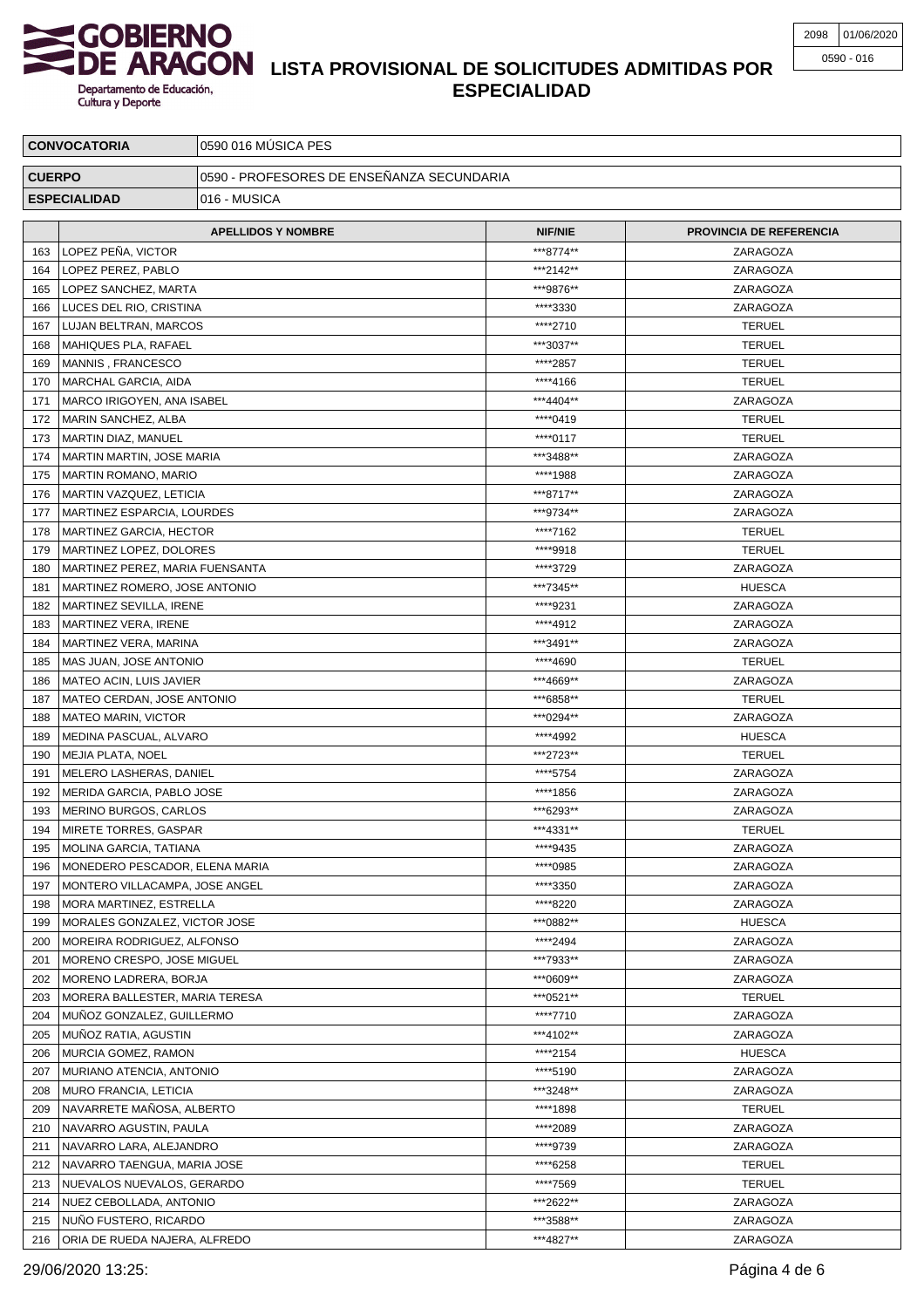# LISTA PROVISIONAL DE SOLICITUDES ADMITIDAS POR ESPECIALIDAD

| 2098 | 01/06/2020 |
|---|---|
| 0590 - 016 | |

| CONVOCATORIA | 0590 016 MÚSICA PES |
|---|---|
| CUERPO | 0590 - PROFESORES DE ENSEÑANZA SECUNDARIA |
| ESPECIALIDAD | 016 - MUSICA |

| | APELLIDOS Y NOMBRE | NIF/NIE | PROVINCIA DE REFERENCIA |
|---|---|---|---|
| 163 | LOPEZ PEÑA, VICTOR | ***8774** | ZARAGOZA |
| 164 | LOPEZ PEREZ, PABLO | ***2142** | ZARAGOZA |
| 165 | LOPEZ SANCHEZ, MARTA | ***9876** | ZARAGOZA |
| 166 | LUCES DEL RIO, CRISTINA | ****3330 | ZARAGOZA |
| 167 | LUJAN BELTRAN, MARCOS | ****2710 | TERUEL |
| 168 | MAHIQUES PLA, RAFAEL | ***3037** | TERUEL |
| 169 | MANNIS , FRANCESCO | ****2857 | TERUEL |
| 170 | MARCHAL GARCIA, AIDA | ****4166 | TERUEL |
| 171 | MARCO IRIGOYEN, ANA ISABEL | ***4404** | ZARAGOZA |
| 172 | MARIN SANCHEZ, ALBA | ****0419 | TERUEL |
| 173 | MARTIN DIAZ, MANUEL | ****0117 | TERUEL |
| 174 | MARTIN MARTIN, JOSE MARIA | ***3488** | ZARAGOZA |
| 175 | MARTIN ROMANO, MARIO | ****1988 | ZARAGOZA |
| 176 | MARTIN VAZQUEZ, LETICIA | ***8717** | ZARAGOZA |
| 177 | MARTINEZ ESPARCIA, LOURDES | ***9734** | ZARAGOZA |
| 178 | MARTINEZ GARCIA, HECTOR | ****7162 | TERUEL |
| 179 | MARTINEZ LOPEZ, DOLORES | ****9918 | TERUEL |
| 180 | MARTINEZ PEREZ, MARIA FUENSANTA | ****3729 | ZARAGOZA |
| 181 | MARTINEZ ROMERO, JOSE ANTONIO | ***7345** | HUESCA |
| 182 | MARTINEZ SEVILLA, IRENE | ****9231 | ZARAGOZA |
| 183 | MARTINEZ VERA, IRENE | ****4912 | ZARAGOZA |
| 184 | MARTINEZ VERA, MARINA | ***3491** | ZARAGOZA |
| 185 | MAS JUAN, JOSE ANTONIO | ****4690 | TERUEL |
| 186 | MATEO ACIN, LUIS JAVIER | ***4669** | ZARAGOZA |
| 187 | MATEO CERDAN, JOSE ANTONIO | ***6858** | TERUEL |
| 188 | MATEO MARIN, VICTOR | ***0294** | ZARAGOZA |
| 189 | MEDINA PASCUAL, ALVARO | ****4992 | HUESCA |
| 190 | MEJIA PLATA, NOEL | ***2723** | TERUEL |
| 191 | MELERO LASHERAS, DANIEL | ****5754 | ZARAGOZA |
| 192 | MERIDA GARCIA, PABLO JOSE | ****1856 | ZARAGOZA |
| 193 | MERINO BURGOS, CARLOS | ***6293** | ZARAGOZA |
| 194 | MIRETE TORRES, GASPAR | ***4331** | TERUEL |
| 195 | MOLINA GARCIA, TATIANA | ****9435 | ZARAGOZA |
| 196 | MONEDERO PESCADOR, ELENA MARIA | ****0985 | ZARAGOZA |
| 197 | MONTERO VILLACAMPA, JOSE ANGEL | ****3350 | ZARAGOZA |
| 198 | MORA MARTINEZ, ESTRELLA | ****8220 | ZARAGOZA |
| 199 | MORALES GONZALEZ, VICTOR JOSE | ***0882** | HUESCA |
| 200 | MOREIRA RODRIGUEZ, ALFONSO | ****2494 | ZARAGOZA |
| 201 | MORENO CRESPO, JOSE MIGUEL | ***7933** | ZARAGOZA |
| 202 | MORENO LADRERA, BORJA | ***0609** | ZARAGOZA |
| 203 | MORERA BALLESTER, MARIA TERESA | ***0521** | TERUEL |
| 204 | MUÑOZ GONZALEZ, GUILLERMO | ****7710 | ZARAGOZA |
| 205 | MUÑOZ RATIA, AGUSTIN | ***4102** | ZARAGOZA |
| 206 | MURCIA GOMEZ, RAMON | ****2154 | HUESCA |
| 207 | MURIANO ATENCIA, ANTONIO | ****5190 | ZARAGOZA |
| 208 | MURO FRANCIA, LETICIA | ***3248** | ZARAGOZA |
| 209 | NAVARRETE MAÑOSA, ALBERTO | ****1898 | TERUEL |
| 210 | NAVARRO AGUSTIN, PAULA | ****2089 | ZARAGOZA |
| 211 | NAVARRO LARA, ALEJANDRO | ****9739 | ZARAGOZA |
| 212 | NAVARRO TAENGUA, MARIA JOSE | ****6258 | TERUEL |
| 213 | NUEVALOS NUEVALOS, GERARDO | ****7569 | TERUEL |
| 214 | NUEZ CEBOLLADA, ANTONIO | ***2622** | ZARAGOZA |
| 215 | NUÑO FUSTERO, RICARDO | ***3588** | ZARAGOZA |
| 216 | ORIA DE RUEDA NAJERA, ALFREDO | ***4827** | ZARAGOZA |

29/06/2020 13:25: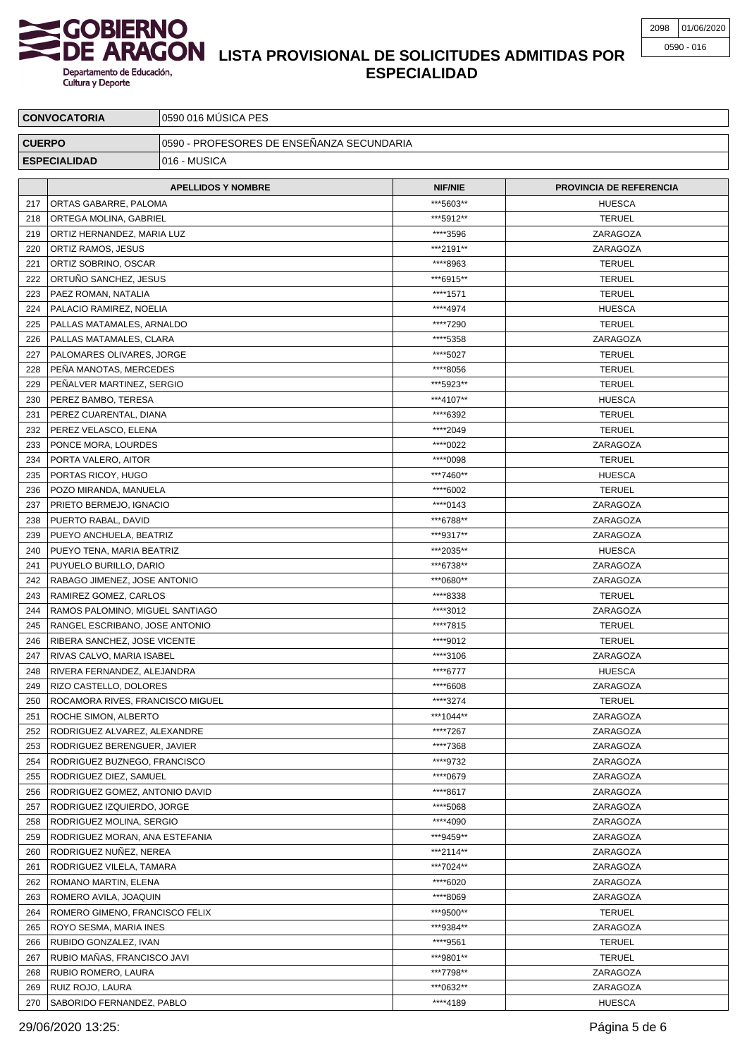# LISTA PROVISIONAL DE SOLICITUDES ADMITIDAS POR ESPECIALIDAD

| 2098 | 01/06/2020 |
|---|---|
| 0590 - 016 | |

| CONVOCATORIA | 0590 016 MÚSICA PES |
|---|---|
| CUERPO | 0590 - PROFESORES DE ENSEÑANZA SECUNDARIA |
| ESPECIALIDAD | 016 - MUSICA |

| | APELLIDOS Y NOMBRE | NIF/NIE | PROVINCIA DE REFERENCIA |
|---|---|---|---|
| 217 | ORTAS GABARRE, PALOMA | ***5603** | HUESCA |
| 218 | ORTEGA MOLINA, GABRIEL | ***5912** | TERUEL |
| 219 | ORTIZ HERNANDEZ, MARIA LUZ | ****3596 | ZARAGOZA |
| 220 | ORTIZ RAMOS, JESUS | ***2191** | ZARAGOZA |
| 221 | ORTIZ SOBRINO, OSCAR | ****8963 | TERUEL |
| 222 | ORTUÑO SANCHEZ, JESUS | ***6915** | TERUEL |
| 223 | PAEZ ROMAN, NATALIA | ****1571 | TERUEL |
| 224 | PALACIO RAMIREZ, NOELIA | ****4974 | HUESCA |
| 225 | PALLAS MATAMALES, ARNALDO | ****7290 | TERUEL |
| 226 | PALLAS MATAMALES, CLARA | ****5358 | ZARAGOZA |
| 227 | PALOMARES OLIVARES, JORGE | ****5027 | TERUEL |
| 228 | PEÑA MANOTAS, MERCEDES | ****8056 | TERUEL |
| 229 | PEÑALVER MARTINEZ, SERGIO | ***5923** | TERUEL |
| 230 | PEREZ BAMBO, TERESA | ***4107** | HUESCA |
| 231 | PEREZ CUARENTAL, DIANA | ****6392 | TERUEL |
| 232 | PEREZ VELASCO, ELENA | ****2049 | TERUEL |
| 233 | PONCE MORA, LOURDES | ****0022 | ZARAGOZA |
| 234 | PORTA VALERO, AITOR | ****0098 | TERUEL |
| 235 | PORTAS RICOY, HUGO | ***7460** | HUESCA |
| 236 | POZO MIRANDA, MANUELA | ****6002 | TERUEL |
| 237 | PRIETO BERMEJO, IGNACIO | ****0143 | ZARAGOZA |
| 238 | PUERTO RABAL, DAVID | ***6788** | ZARAGOZA |
| 239 | PUEYO ANCHUELA, BEATRIZ | ***9317** | ZARAGOZA |
| 240 | PUEYO TENA, MARIA BEATRIZ | ***2035** | HUESCA |
| 241 | PUYUELO BURILLO, DARIO | ***6738** | ZARAGOZA |
| 242 | RABAGO JIMENEZ, JOSE ANTONIO | ***0680** | ZARAGOZA |
| 243 | RAMIREZ GOMEZ, CARLOS | ****8338 | TERUEL |
| 244 | RAMOS PALOMINO, MIGUEL SANTIAGO | ****3012 | ZARAGOZA |
| 245 | RANGEL ESCRIBANO, JOSE ANTONIO | ****7815 | TERUEL |
| 246 | RIBERA SANCHEZ, JOSE VICENTE | ****9012 | TERUEL |
| 247 | RIVAS CALVO, MARIA ISABEL | ****3106 | ZARAGOZA |
| 248 | RIVERA FERNANDEZ, ALEJANDRA | ****6777 | HUESCA |
| 249 | RIZO CASTELLO, DOLORES | ****6608 | ZARAGOZA |
| 250 | ROCAMORA RIVES, FRANCISCO MIGUEL | ****3274 | TERUEL |
| 251 | ROCHE SIMON, ALBERTO | ***1044** | ZARAGOZA |
| 252 | RODRIGUEZ ALVAREZ, ALEXANDRE | ****7267 | ZARAGOZA |
| 253 | RODRIGUEZ BERENGUER, JAVIER | ****7368 | ZARAGOZA |
| 254 | RODRIGUEZ BUZNEGO, FRANCISCO | ****9732 | ZARAGOZA |
| 255 | RODRIGUEZ DIEZ, SAMUEL | ****0679 | ZARAGOZA |
| 256 | RODRIGUEZ GOMEZ, ANTONIO DAVID | ****8617 | ZARAGOZA |
| 257 | RODRIGUEZ IZQUIERDO, JORGE | ****5068 | ZARAGOZA |
| 258 | RODRIGUEZ MOLINA, SERGIO | ****4090 | ZARAGOZA |
| 259 | RODRIGUEZ MORAN, ANA ESTEFANIA | ***9459** | ZARAGOZA |
| 260 | RODRIGUEZ NUÑEZ, NEREA | ***2114** | ZARAGOZA |
| 261 | RODRIGUEZ VILELA, TAMARA | ***7024** | ZARAGOZA |
| 262 | ROMANO MARTIN, ELENA | ****6020 | ZARAGOZA |
| 263 | ROMERO AVILA, JOAQUIN | ****8069 | ZARAGOZA |
| 264 | ROMERO GIMENO, FRANCISCO FELIX | ***9500** | TERUEL |
| 265 | ROYO SESMA, MARIA INES | ***9384** | ZARAGOZA |
| 266 | RUBIDO GONZALEZ, IVAN | ****9561 | TERUEL |
| 267 | RUBIO MAÑAS, FRANCISCO JAVI | ***9801** | TERUEL |
| 268 | RUBIO ROMERO, LAURA | ***7798** | ZARAGOZA |
| 269 | RUIZ ROJO, LAURA | ***0632** | ZARAGOZA |
| 270 | SABORIDO FERNANDEZ, PABLO | ****4189 | HUESCA |

29/06/2020 13:25: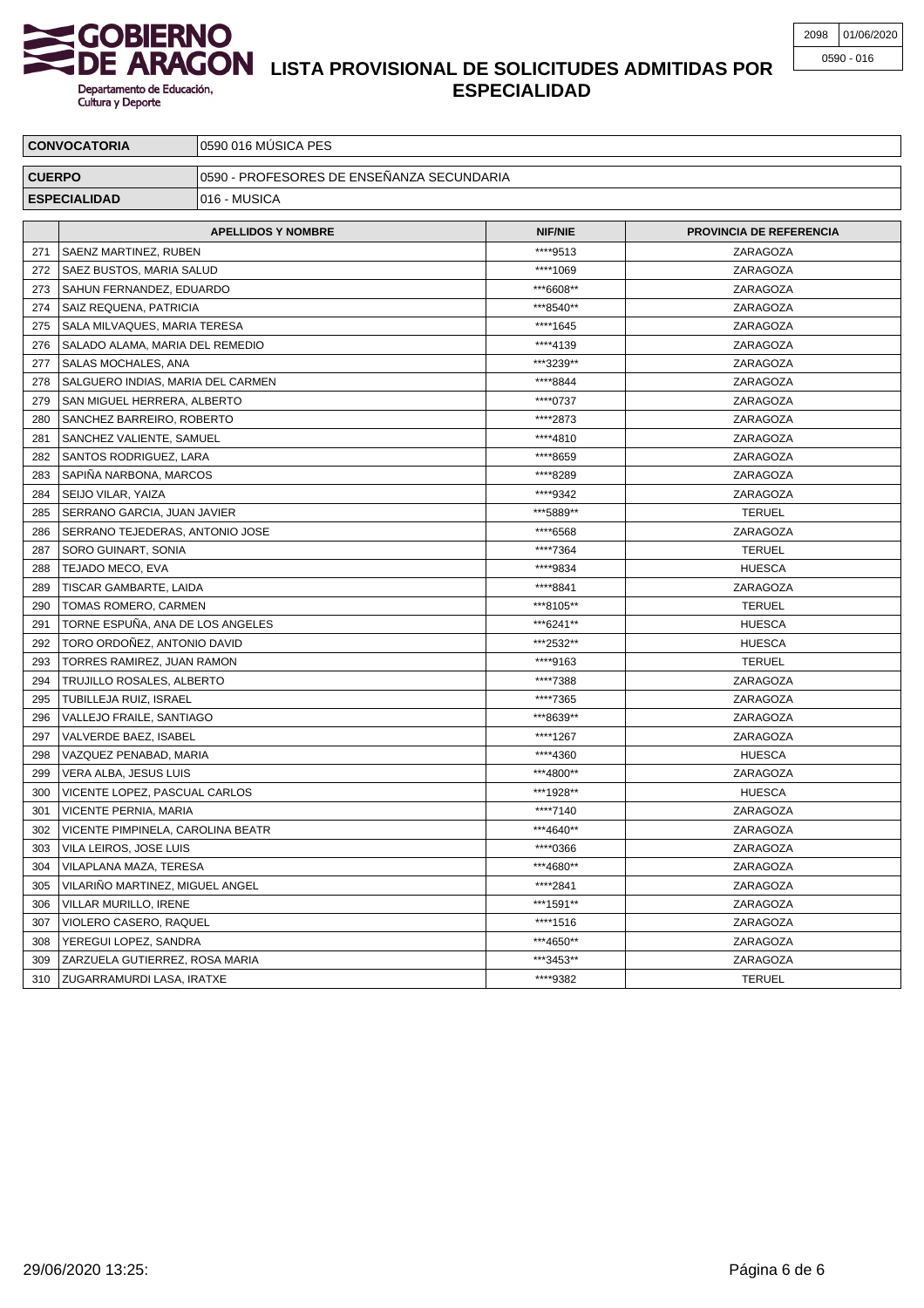# LISTA PROVISIONAL DE SOLICITUDES ADMITIDAS POR ESPECIALIDAD

GOBIERNO DE ARAGON
Departamento de Educación, Cultura y Deporte

| 2098 | 01/06/2020 |
|---|---|
| 0590 - 016 | |

| | |
|---|---|
| **CONVOCATORIA** | 0590 016 MÚSICA PES |
| **CUERPO** | 0590 - PROFESORES DE ENSEÑANZA SECUNDARIA |
| **ESPECIALIDAD** | 016 - MUSICA |

| | APELLIDOS Y NOMBRE | NIF/NIE | PROVINCIA DE REFERENCIA |
|---|---|---|---|
| 271 | SAENZ MARTINEZ, RUBEN | ****9513 | ZARAGOZA |
| 272 | SAEZ BUSTOS, MARIA SALUD | ****1069 | ZARAGOZA |
| 273 | SAHUN FERNANDEZ, EDUARDO | ***6608** | ZARAGOZA |
| 274 | SAIZ REQUENA, PATRICIA | ***8540** | ZARAGOZA |
| 275 | SALA MILVAQUES, MARIA TERESA | ****1645 | ZARAGOZA |
| 276 | SALADO ALAMA, MARIA DEL REMEDIO | ****4139 | ZARAGOZA |
| 277 | SALAS MOCHALES, ANA | ***3239** | ZARAGOZA |
| 278 | SALGUERO INDIAS, MARIA DEL CARMEN | ****8844 | ZARAGOZA |
| 279 | SAN MIGUEL HERRERA, ALBERTO | ****0737 | ZARAGOZA |
| 280 | SANCHEZ BARREIRO, ROBERTO | ****2873 | ZARAGOZA |
| 281 | SANCHEZ VALIENTE, SAMUEL | ****4810 | ZARAGOZA |
| 282 | SANTOS RODRIGUEZ, LARA | ****8659 | ZARAGOZA |
| 283 | SAPIÑA NARBONA, MARCOS | ****8289 | ZARAGOZA |
| 284 | SEIJO VILAR, YAIZA | ****9342 | ZARAGOZA |
| 285 | SERRANO GARCIA, JUAN JAVIER | ***5889** | TERUEL |
| 286 | SERRANO TEJEDERAS, ANTONIO JOSE | ****6568 | ZARAGOZA |
| 287 | SORO GUINART, SONIA | ****7364 | TERUEL |
| 288 | TEJADO MECO, EVA | ****9834 | HUESCA |
| 289 | TISCAR GAMBARTE, LAIDA | ****8841 | ZARAGOZA |
| 290 | TOMAS ROMERO, CARMEN | ***8105** | TERUEL |
| 291 | TORNE ESPUÑA, ANA DE LOS ANGELES | ***6241** | HUESCA |
| 292 | TORO ORDOÑEZ, ANTONIO DAVID | ***2532** | HUESCA |
| 293 | TORRES RAMIREZ, JUAN RAMON | ****9163 | TERUEL |
| 294 | TRUJILLO ROSALES, ALBERTO | ****7388 | ZARAGOZA |
| 295 | TUBILLEJA RUIZ, ISRAEL | ****7365 | ZARAGOZA |
| 296 | VALLEJO FRAILE, SANTIAGO | ***8639** | ZARAGOZA |
| 297 | VALVERDE BAEZ, ISABEL | ****1267 | ZARAGOZA |
| 298 | VAZQUEZ PENABAD, MARIA | ****4360 | HUESCA |
| 299 | VERA ALBA, JESUS LUIS | ***4800** | ZARAGOZA |
| 300 | VICENTE LOPEZ, PASCUAL CARLOS | ***1928** | HUESCA |
| 301 | VICENTE PERNIA, MARIA | ****7140 | ZARAGOZA |
| 302 | VICENTE PIMPINELA, CAROLINA BEATR | ***4640** | ZARAGOZA |
| 303 | VILA LEIROS, JOSE LUIS | ****0366 | ZARAGOZA |
| 304 | VILAPLANA MAZA, TERESA | ***4680** | ZARAGOZA |
| 305 | VILARIÑO MARTINEZ, MIGUEL ANGEL | ****2841 | ZARAGOZA |
| 306 | VILLAR MURILLO, IRENE | ***1591** | ZARAGOZA |
| 307 | VIOLERO CASERO, RAQUEL | ****1516 | ZARAGOZA |
| 308 | YEREGUI LOPEZ, SANDRA | ***4650** | ZARAGOZA |
| 309 | ZARZUELA GUTIERREZ, ROSA MARIA | ***3453** | ZARAGOZA |
| 310 | ZUGARRAMURDI LASA, IRATXE | ****9382 | TERUEL |

29/06/2020 13:25: